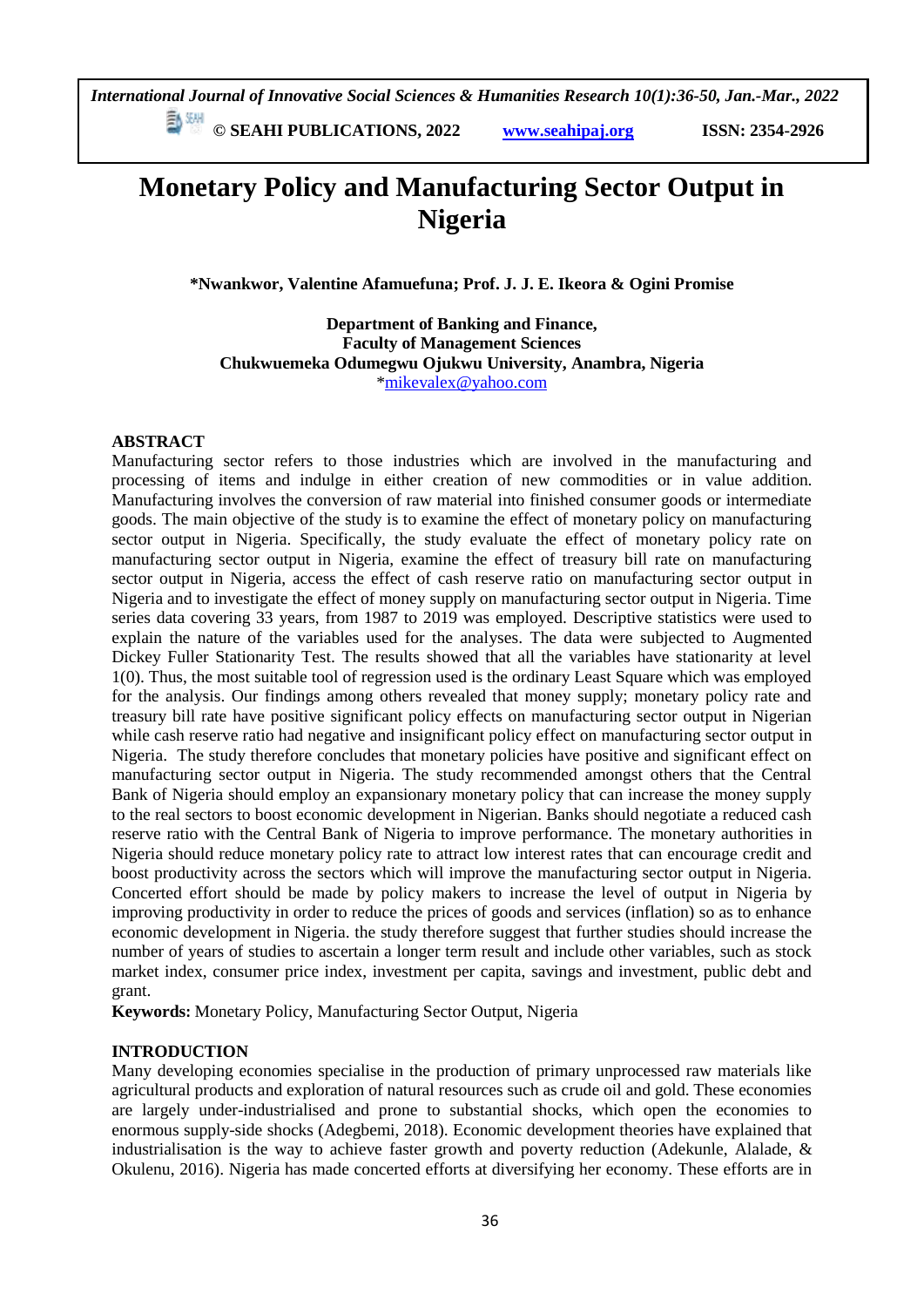# Monetary Policy and Manufacturing Sector Output in Nigeria

**\*Nwankwor, Valentine Afamuefuna; Prof. J. J. E. Ikeora & Ogini Promise**

**Department of Banking and Finance,**
**Faculty of Management Sciences**
**Chukwuemeka Odumegwu Ojukwu University, Anambra, Nigeria**
\*mikevalex@yahoo.com

## ABSTRACT

Manufacturing sector refers to those industries which are involved in the manufacturing and processing of items and indulge in either creation of new commodities or in value addition. Manufacturing involves the conversion of raw material into finished consumer goods or intermediate goods. The main objective of the study is to examine the effect of monetary policy on manufacturing sector output in Nigeria. Specifically, the study evaluate the effect of monetary policy rate on manufacturing sector output in Nigeria, examine the effect of treasury bill rate on manufacturing sector output in Nigeria, access the effect of cash reserve ratio on manufacturing sector output in Nigeria and to investigate the effect of money supply on manufacturing sector output in Nigeria. Time series data covering 33 years, from 1987 to 2019 was employed. Descriptive statistics were used to explain the nature of the variables used for the analyses. The data were subjected to Augmented Dickey Fuller Stationarity Test. The results showed that all the variables have stationarity at level 1(0). Thus, the most suitable tool of regression used is the ordinary Least Square which was employed for the analysis. Our findings among others revealed that money supply; monetary policy rate and treasury bill rate have positive significant policy effects on manufacturing sector output in Nigerian while cash reserve ratio had negative and insignificant policy effect on manufacturing sector output in Nigeria. The study therefore concludes that monetary policies have positive and significant effect on manufacturing sector output in Nigeria. The study recommended amongst others that the Central Bank of Nigeria should employ an expansionary monetary policy that can increase the money supply to the real sectors to boost economic development in Nigerian. Banks should negotiate a reduced cash reserve ratio with the Central Bank of Nigeria to improve performance. The monetary authorities in Nigeria should reduce monetary policy rate to attract low interest rates that can encourage credit and boost productivity across the sectors which will improve the manufacturing sector output in Nigeria. Concerted effort should be made by policy makers to increase the level of output in Nigeria by improving productivity in order to reduce the prices of goods and services (inflation) so as to enhance economic development in Nigeria. the study therefore suggest that further studies should increase the number of years of studies to ascertain a longer term result and include other variables, such as stock market index, consumer price index, investment per capita, savings and investment, public debt and grant.

**Keywords:** Monetary Policy, Manufacturing Sector Output, Nigeria

## INTRODUCTION

Many developing economies specialise in the production of primary unprocessed raw materials like agricultural products and exploration of natural resources such as crude oil and gold. These economies are largely under-industrialised and prone to substantial shocks, which open the economies to enormous supply-side shocks (Adegbemi, 2018). Economic development theories have explained that industrialisation is the way to achieve faster growth and poverty reduction (Adekunle, Alalade, & Okulenu, 2016). Nigeria has made concerted efforts at diversifying her economy. These efforts are in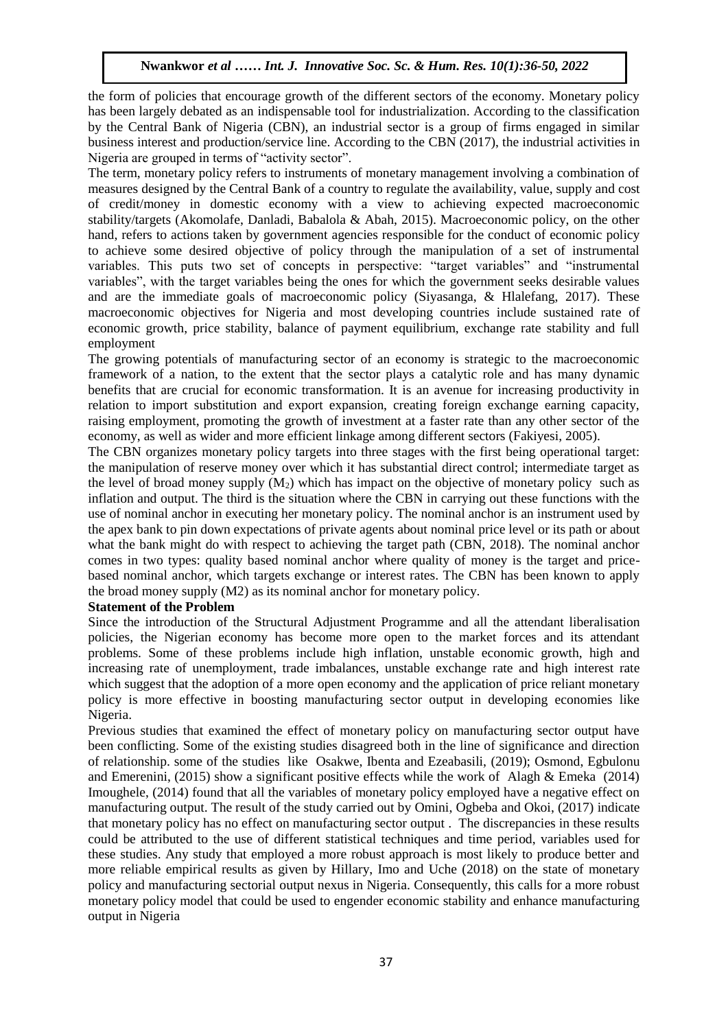the form of policies that encourage growth of the different sectors of the economy. Monetary policy has been largely debated as an indispensable tool for industrialization. According to the classification by the Central Bank of Nigeria (CBN), an industrial sector is a group of firms engaged in similar business interest and production/service line. According to the CBN (2017), the industrial activities in Nigeria are grouped in terms of "activity sector".

The term, monetary policy refers to instruments of monetary management involving a combination of measures designed by the Central Bank of a country to regulate the availability, value, supply and cost of credit/money in domestic economy with a view to achieving expected macroeconomic stability/targets (Akomolafe, Danladi, Babalola & Abah, 2015). Macroeconomic policy, on the other hand, refers to actions taken by government agencies responsible for the conduct of economic policy to achieve some desired objective of policy through the manipulation of a set of instrumental variables. This puts two set of concepts in perspective: "target variables" and "instrumental variables", with the target variables being the ones for which the government seeks desirable values and are the immediate goals of macroeconomic policy (Siyasanga, & Hlalefang, 2017). These macroeconomic objectives for Nigeria and most developing countries include sustained rate of economic growth, price stability, balance of payment equilibrium, exchange rate stability and full employment

The growing potentials of manufacturing sector of an economy is strategic to the macroeconomic framework of a nation, to the extent that the sector plays a catalytic role and has many dynamic benefits that are crucial for economic transformation. It is an avenue for increasing productivity in relation to import substitution and export expansion, creating foreign exchange earning capacity, raising employment, promoting the growth of investment at a faster rate than any other sector of the economy, as well as wider and more efficient linkage among different sectors (Fakiyesi, 2005).

The CBN organizes monetary policy targets into three stages with the first being operational target: the manipulation of reserve money over which it has substantial direct control; intermediate target as the level of broad money supply ($M_2$) which has impact on the objective of monetary policy such as inflation and output. The third is the situation where the CBN in carrying out these functions with the use of nominal anchor in executing her monetary policy. The nominal anchor is an instrument used by the apex bank to pin down expectations of private agents about nominal price level or its path or about what the bank might do with respect to achieving the target path (CBN, 2018). The nominal anchor comes in two types: quality based nominal anchor where quality of money is the target and price-based nominal anchor, which targets exchange or interest rates. The CBN has been known to apply the broad money supply (M2) as its nominal anchor for monetary policy.

**Statement of the Problem**

Since the introduction of the Structural Adjustment Programme and all the attendant liberalisation policies, the Nigerian economy has become more open to the market forces and its attendant problems. Some of these problems include high inflation, unstable economic growth, high and increasing rate of unemployment, trade imbalances, unstable exchange rate and high interest rate which suggest that the adoption of a more open economy and the application of price reliant monetary policy is more effective in boosting manufacturing sector output in developing economies like Nigeria.

Previous studies that examined the effect of monetary policy on manufacturing sector output have been conflicting. Some of the existing studies disagreed both in the line of significance and direction of relationship. some of the studies like Osakwe, Ibenta and Ezeabasili, (2019); Osmond, Egbulonu and Emerenini, (2015) show a significant positive effects while the work of Alagh & Emeka (2014) Imoughele, (2014) found that all the variables of monetary policy employed have a negative effect on manufacturing output. The result of the study carried out by Omini, Ogbeba and Okoi, (2017) indicate that monetary policy has no effect on manufacturing sector output . The discrepancies in these results could be attributed to the use of different statistical techniques and time period, variables used for these studies. Any study that employed a more robust approach is most likely to produce better and more reliable empirical results as given by Hillary, Imo and Uche (2018) on the state of monetary policy and manufacturing sectorial output nexus in Nigeria. Consequently, this calls for a more robust monetary policy model that could be used to engender economic stability and enhance manufacturing output in Nigeria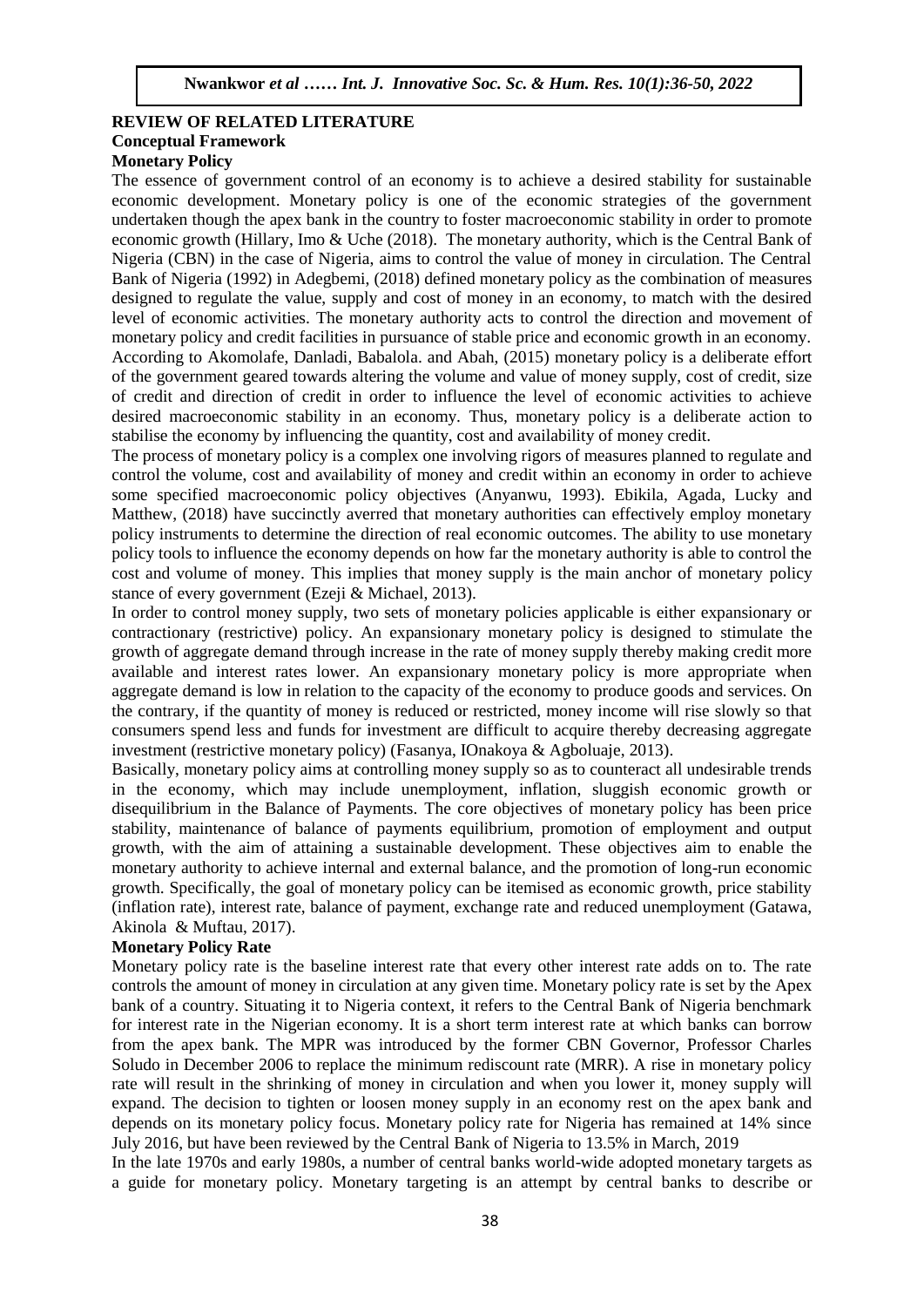## REVIEW OF RELATED LITERATURE

### Conceptual Framework

#### Monetary Policy

The essence of government control of an economy is to achieve a desired stability for sustainable economic development. Monetary policy is one of the economic strategies of the government undertaken though the apex bank in the country to foster macroeconomic stability in order to promote economic growth (Hillary, Imo & Uche (2018). The monetary authority, which is the Central Bank of Nigeria (CBN) in the case of Nigeria, aims to control the value of money in circulation. The Central Bank of Nigeria (1992) in Adegbemi, (2018) defined monetary policy as the combination of measures designed to regulate the value, supply and cost of money in an economy, to match with the desired level of economic activities. The monetary authority acts to control the direction and movement of monetary policy and credit facilities in pursuance of stable price and economic growth in an economy. According to Akomolafe, Danladi, Babalola. and Abah, (2015) monetary policy is a deliberate effort of the government geared towards altering the volume and value of money supply, cost of credit, size of credit and direction of credit in order to influence the level of economic activities to achieve desired macroeconomic stability in an economy. Thus, monetary policy is a deliberate action to stabilise the economy by influencing the quantity, cost and availability of money credit.

The process of monetary policy is a complex one involving rigors of measures planned to regulate and control the volume, cost and availability of money and credit within an economy in order to achieve some specified macroeconomic policy objectives (Anyanwu, 1993). Ebikila, Agada, Lucky and Matthew, (2018) have succinctly averred that monetary authorities can effectively employ monetary policy instruments to determine the direction of real economic outcomes. The ability to use monetary policy tools to influence the economy depends on how far the monetary authority is able to control the cost and volume of money. This implies that money supply is the main anchor of monetary policy stance of every government (Ezeji & Michael, 2013).

In order to control money supply, two sets of monetary policies applicable is either expansionary or contractionary (restrictive) policy. An expansionary monetary policy is designed to stimulate the growth of aggregate demand through increase in the rate of money supply thereby making credit more available and interest rates lower. An expansionary monetary policy is more appropriate when aggregate demand is low in relation to the capacity of the economy to produce goods and services. On the contrary, if the quantity of money is reduced or restricted, money income will rise slowly so that consumers spend less and funds for investment are difficult to acquire thereby decreasing aggregate investment (restrictive monetary policy) (Fasanya, IOnakoya & Agboluaje, 2013).

Basically, monetary policy aims at controlling money supply so as to counteract all undesirable trends in the economy, which may include unemployment, inflation, sluggish economic growth or disequilibrium in the Balance of Payments. The core objectives of monetary policy has been price stability, maintenance of balance of payments equilibrium, promotion of employment and output growth, with the aim of attaining a sustainable development. These objectives aim to enable the monetary authority to achieve internal and external balance, and the promotion of long-run economic growth. Specifically, the goal of monetary policy can be itemised as economic growth, price stability (inflation rate), interest rate, balance of payment, exchange rate and reduced unemployment (Gatawa, Akinola & Muftau, 2017).

#### Monetary Policy Rate

Monetary policy rate is the baseline interest rate that every other interest rate adds on to. The rate controls the amount of money in circulation at any given time. Monetary policy rate is set by the Apex bank of a country. Situating it to Nigeria context, it refers to the Central Bank of Nigeria benchmark for interest rate in the Nigerian economy. It is a short term interest rate at which banks can borrow from the apex bank. The MPR was introduced by the former CBN Governor, Professor Charles Soludo in December 2006 to replace the minimum rediscount rate (MRR). A rise in monetary policy rate will result in the shrinking of money in circulation and when you lower it, money supply will expand. The decision to tighten or loosen money supply in an economy rest on the apex bank and depends on its monetary policy focus. Monetary policy rate for Nigeria has remained at 14% since July 2016, but have been reviewed by the Central Bank of Nigeria to 13.5% in March, 2019

In the late 1970s and early 1980s, a number of central banks world-wide adopted monetary targets as a guide for monetary policy. Monetary targeting is an attempt by central banks to describe or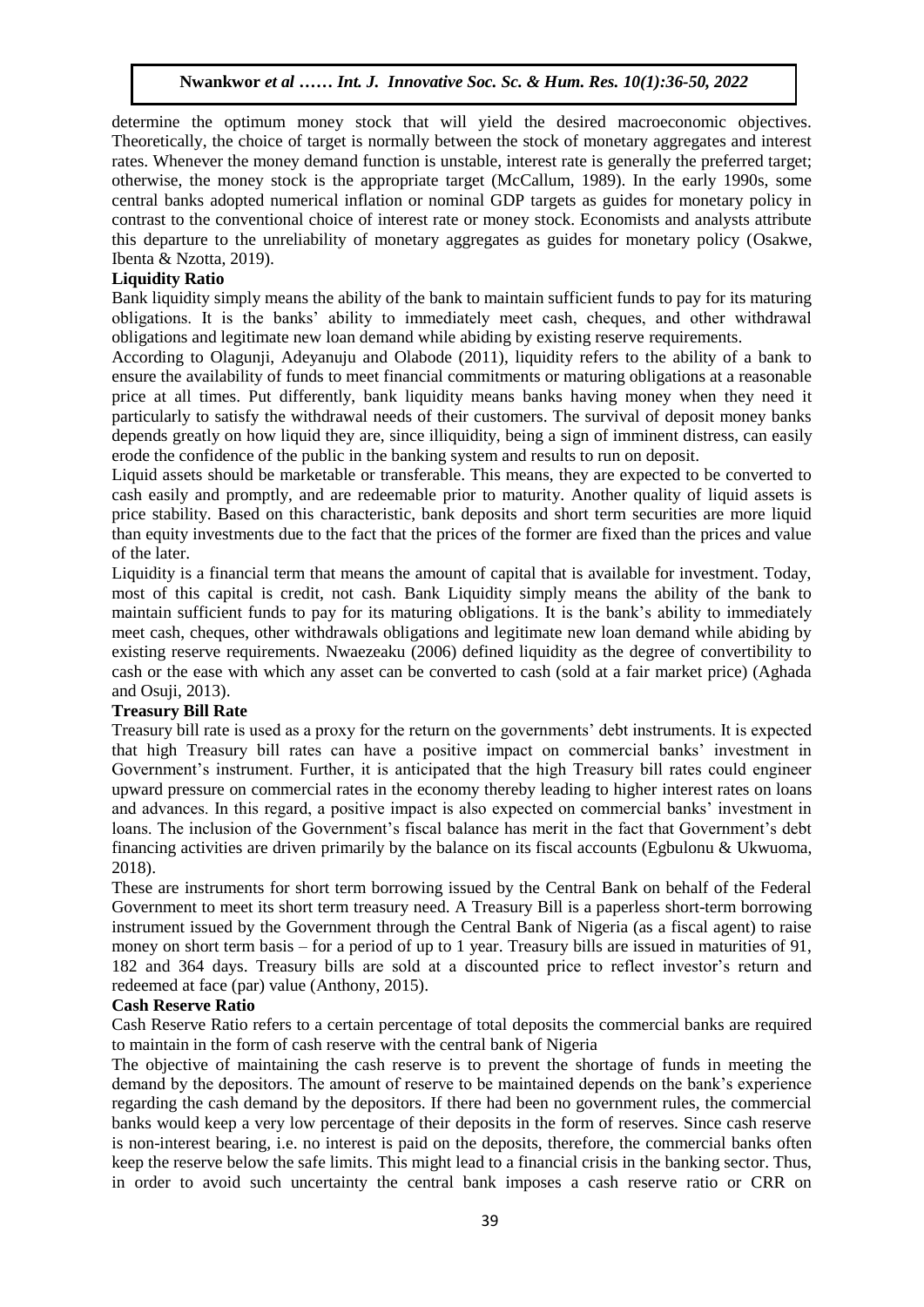determine the optimum money stock that will yield the desired macroeconomic objectives. Theoretically, the choice of target is normally between the stock of monetary aggregates and interest rates. Whenever the money demand function is unstable, interest rate is generally the preferred target; otherwise, the money stock is the appropriate target (McCallum, 1989). In the early 1990s, some central banks adopted numerical inflation or nominal GDP targets as guides for monetary policy in contrast to the conventional choice of interest rate or money stock. Economists and analysts attribute this departure to the unreliability of monetary aggregates as guides for monetary policy (Osakwe, Ibenta & Nzotta, 2019).

**Liquidity Ratio**

Bank liquidity simply means the ability of the bank to maintain sufficient funds to pay for its maturing obligations. It is the banks' ability to immediately meet cash, cheques, and other withdrawal obligations and legitimate new loan demand while abiding by existing reserve requirements.

According to Olagunji, Adeyanuju and Olabode (2011), liquidity refers to the ability of a bank to ensure the availability of funds to meet financial commitments or maturing obligations at a reasonable price at all times. Put differently, bank liquidity means banks having money when they need it particularly to satisfy the withdrawal needs of their customers. The survival of deposit money banks depends greatly on how liquid they are, since illiquidity, being a sign of imminent distress, can easily erode the confidence of the public in the banking system and results to run on deposit.

Liquid assets should be marketable or transferable. This means, they are expected to be converted to cash easily and promptly, and are redeemable prior to maturity. Another quality of liquid assets is price stability. Based on this characteristic, bank deposits and short term securities are more liquid than equity investments due to the fact that the prices of the former are fixed than the prices and value of the later.

Liquidity is a financial term that means the amount of capital that is available for investment. Today, most of this capital is credit, not cash. Bank Liquidity simply means the ability of the bank to maintain sufficient funds to pay for its maturing obligations. It is the bank's ability to immediately meet cash, cheques, other withdrawals obligations and legitimate new loan demand while abiding by existing reserve requirements. Nwaezeaku (2006) defined liquidity as the degree of convertibility to cash or the ease with which any asset can be converted to cash (sold at a fair market price) (Aghada and Osuji, 2013).

**Treasury Bill Rate**

Treasury bill rate is used as a proxy for the return on the governments' debt instruments. It is expected that high Treasury bill rates can have a positive impact on commercial banks' investment in Government's instrument. Further, it is anticipated that the high Treasury bill rates could engineer upward pressure on commercial rates in the economy thereby leading to higher interest rates on loans and advances. In this regard, a positive impact is also expected on commercial banks' investment in loans. The inclusion of the Government's fiscal balance has merit in the fact that Government's debt financing activities are driven primarily by the balance on its fiscal accounts (Egbulonu & Ukwuoma, 2018).

These are instruments for short term borrowing issued by the Central Bank on behalf of the Federal Government to meet its short term treasury need. A Treasury Bill is a paperless short-term borrowing instrument issued by the Government through the Central Bank of Nigeria (as a fiscal agent) to raise money on short term basis – for a period of up to 1 year. Treasury bills are issued in maturities of 91, 182 and 364 days. Treasury bills are sold at a discounted price to reflect investor's return and redeemed at face (par) value (Anthony, 2015).

**Cash Reserve Ratio**

Cash Reserve Ratio refers to a certain percentage of total deposits the commercial banks are required to maintain in the form of cash reserve with the central bank of Nigeria

The objective of maintaining the cash reserve is to prevent the shortage of funds in meeting the demand by the depositors. The amount of reserve to be maintained depends on the bank's experience regarding the cash demand by the depositors. If there had been no government rules, the commercial banks would keep a very low percentage of their deposits in the form of reserves. Since cash reserve is non-interest bearing, i.e. no interest is paid on the deposits, therefore, the commercial banks often keep the reserve below the safe limits. This might lead to a financial crisis in the banking sector. Thus, in order to avoid such uncertainty the central bank imposes a cash reserve ratio or CRR on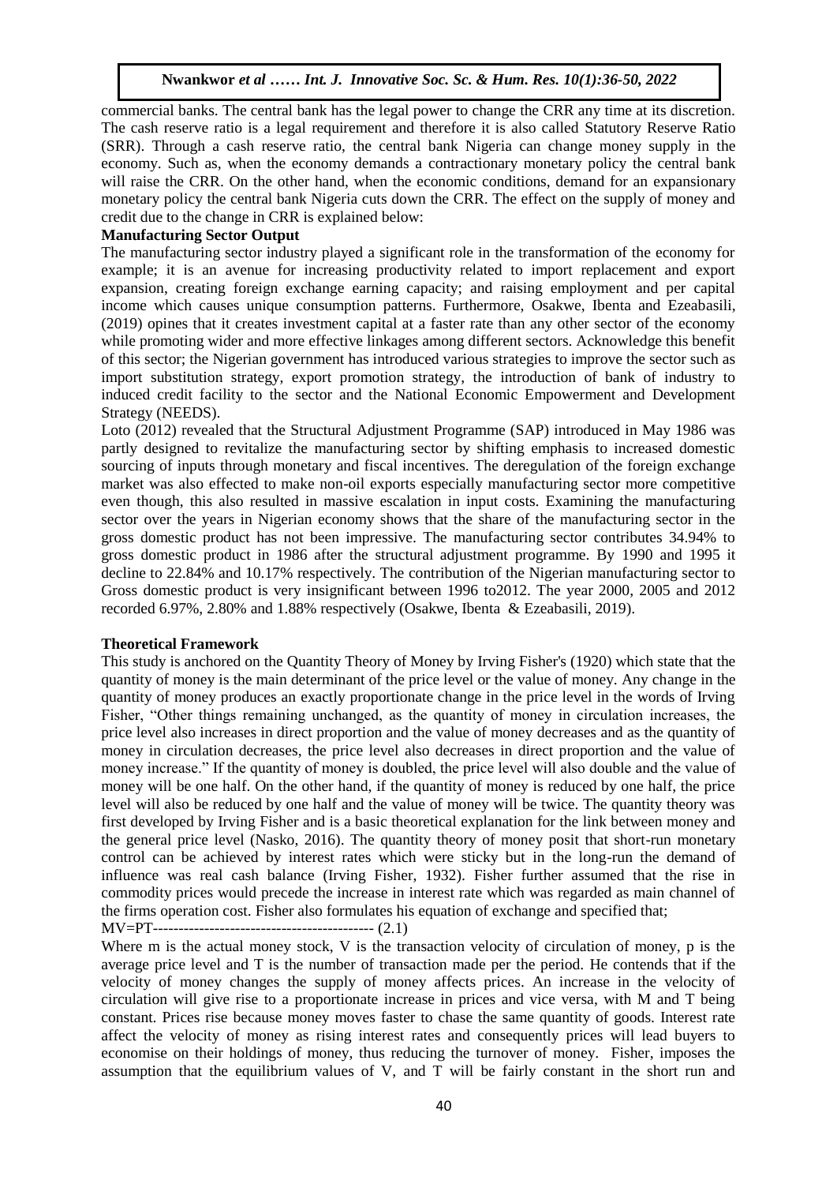commercial banks. The central bank has the legal power to change the CRR any time at its discretion. The cash reserve ratio is a legal requirement and therefore it is also called Statutory Reserve Ratio (SRR). Through a cash reserve ratio, the central bank Nigeria can change money supply in the economy. Such as, when the economy demands a contractionary monetary policy the central bank will raise the CRR. On the other hand, when the economic conditions, demand for an expansionary monetary policy the central bank Nigeria cuts down the CRR. The effect on the supply of money and credit due to the change in CRR is explained below:

**Manufacturing Sector Output**

The manufacturing sector industry played a significant role in the transformation of the economy for example; it is an avenue for increasing productivity related to import replacement and export expansion, creating foreign exchange earning capacity; and raising employment and per capital income which causes unique consumption patterns. Furthermore, Osakwe, Ibenta and Ezeabasili, (2019) opines that it creates investment capital at a faster rate than any other sector of the economy while promoting wider and more effective linkages among different sectors. Acknowledge this benefit of this sector; the Nigerian government has introduced various strategies to improve the sector such as import substitution strategy, export promotion strategy, the introduction of bank of industry to induced credit facility to the sector and the National Economic Empowerment and Development Strategy (NEEDS).

Loto (2012) revealed that the Structural Adjustment Programme (SAP) introduced in May 1986 was partly designed to revitalize the manufacturing sector by shifting emphasis to increased domestic sourcing of inputs through monetary and fiscal incentives. The deregulation of the foreign exchange market was also effected to make non-oil exports especially manufacturing sector more competitive even though, this also resulted in massive escalation in input costs. Examining the manufacturing sector over the years in Nigerian economy shows that the share of the manufacturing sector in the gross domestic product has not been impressive. The manufacturing sector contributes 34.94% to gross domestic product in 1986 after the structural adjustment programme. By 1990 and 1995 it decline to 22.84% and 10.17% respectively. The contribution of the Nigerian manufacturing sector to Gross domestic product is very insignificant between 1996 to2012. The year 2000, 2005 and 2012 recorded 6.97%, 2.80% and 1.88% respectively (Osakwe, Ibenta & Ezeabasili, 2019).

**Theoretical Framework**

This study is anchored on the Quantity Theory of Money by Irving Fisher's (1920) which state that the quantity of money is the main determinant of the price level or the value of money. Any change in the quantity of money produces an exactly proportionate change in the price level in the words of Irving Fisher, "Other things remaining unchanged, as the quantity of money in circulation increases, the price level also increases in direct proportion and the value of money decreases and as the quantity of money in circulation decreases, the price level also decreases in direct proportion and the value of money increase." If the quantity of money is doubled, the price level will also double and the value of money will be one half. On the other hand, if the quantity of money is reduced by one half, the price level will also be reduced by one half and the value of money will be twice. The quantity theory was first developed by Irving Fisher and is a basic theoretical explanation for the link between money and the general price level (Nasko, 2016). The quantity theory of money posit that short-run monetary control can be achieved by interest rates which were sticky but in the long-run the demand of influence was real cash balance (Irving Fisher, 1932). Fisher further assumed that the rise in commodity prices would precede the increase in interest rate which was regarded as main channel of the firms operation cost. Fisher also formulates his equation of exchange and specified that;

$$MV=PT \quad (2.1)$$

Where m is the actual money stock, V is the transaction velocity of circulation of money, p is the average price level and T is the number of transaction made per the period. He contends that if the velocity of money changes the supply of money affects prices. An increase in the velocity of circulation will give rise to a proportionate increase in prices and vice versa, with M and T being constant. Prices rise because money moves faster to chase the same quantity of goods. Interest rate affect the velocity of money as rising interest rates and consequently prices will lead buyers to economise on their holdings of money, thus reducing the turnover of money. Fisher, imposes the assumption that the equilibrium values of V, and T will be fairly constant in the short run and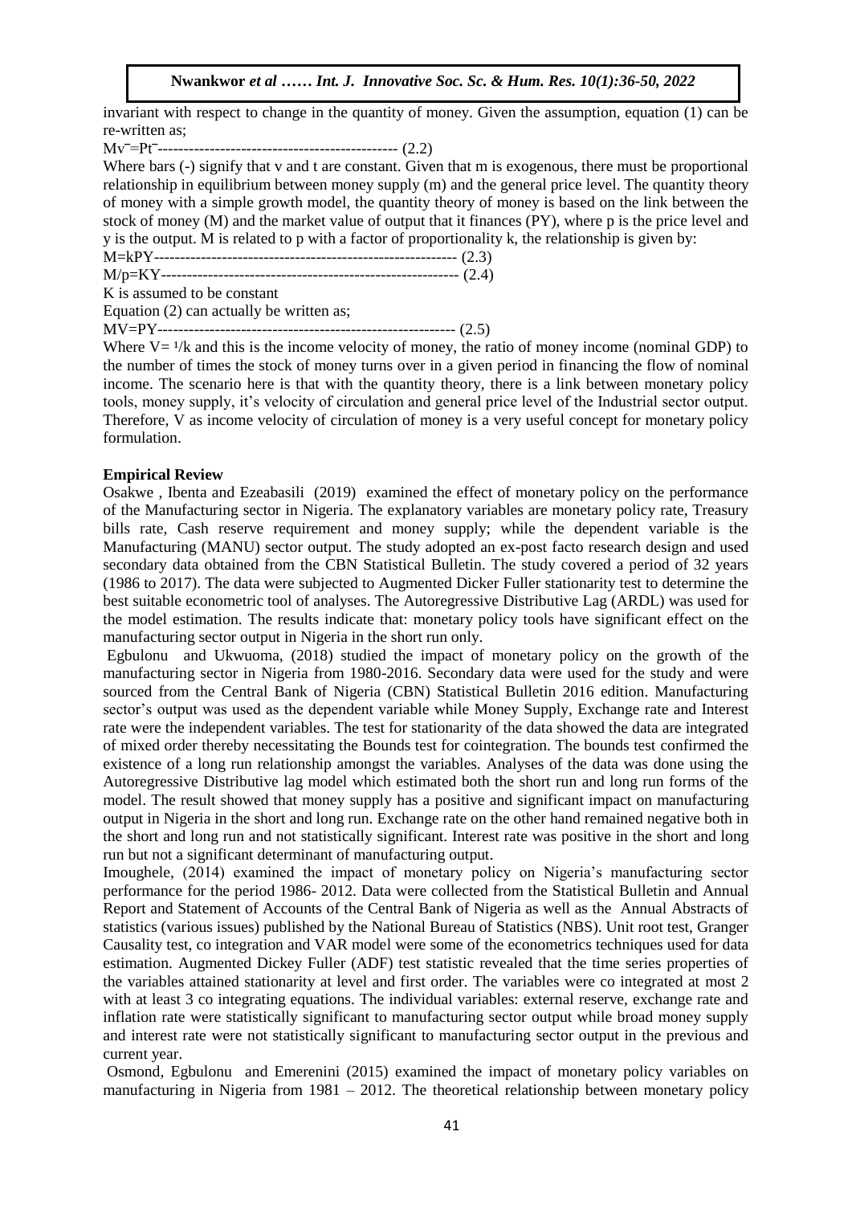invariant with respect to change in the quantity of money. Given the assumption, equation (1) can be re-written as;

$$M\bar{v}=P\bar{t} \quad (2.2)$$

Where bars (-) signify that v and t are constant. Given that m is exogenous, there must be proportional relationship in equilibrium between money supply (m) and the general price level. The quantity theory of money with a simple growth model, the quantity theory of money is based on the link between the stock of money (M) and the market value of output that it finances (PY), where p is the price level and y is the output. M is related to p with a factor of proportionality k, the relationship is given by:

$$M=kPY \quad (2.3)$$

$$M/p=KY \quad (2.4)$$

K is assumed to be constant

Equation (2) can actually be written as;

$$MV=PY \quad (2.5)$$

Where $V= {}^{1}/k$ and this is the income velocity of money, the ratio of money income (nominal GDP) to the number of times the stock of money turns over in a given period in financing the flow of nominal income. The scenario here is that with the quantity theory, there is a link between monetary policy tools, money supply, it's velocity of circulation and general price level of the Industrial sector output. Therefore, V as income velocity of circulation of money is a very useful concept for monetary policy formulation.

**Empirical Review**

Osakwe , Ibenta and Ezeabasili (2019) examined the effect of monetary policy on the performance of the Manufacturing sector in Nigeria. The explanatory variables are monetary policy rate, Treasury bills rate, Cash reserve requirement and money supply; while the dependent variable is the Manufacturing (MANU) sector output. The study adopted an ex-post facto research design and used secondary data obtained from the CBN Statistical Bulletin. The study covered a period of 32 years (1986 to 2017). The data were subjected to Augmented Dicker Fuller stationarity test to determine the best suitable econometric tool of analyses. The Autoregressive Distributive Lag (ARDL) was used for the model estimation. The results indicate that: monetary policy tools have significant effect on the manufacturing sector output in Nigeria in the short run only.

Egbulonu and Ukwuoma, (2018) studied the impact of monetary policy on the growth of the manufacturing sector in Nigeria from 1980-2016. Secondary data were used for the study and were sourced from the Central Bank of Nigeria (CBN) Statistical Bulletin 2016 edition. Manufacturing sector's output was used as the dependent variable while Money Supply, Exchange rate and Interest rate were the independent variables. The test for stationarity of the data showed the data are integrated of mixed order thereby necessitating the Bounds test for cointegration. The bounds test confirmed the existence of a long run relationship amongst the variables. Analyses of the data was done using the Autoregressive Distributive lag model which estimated both the short run and long run forms of the model. The result showed that money supply has a positive and significant impact on manufacturing output in Nigeria in the short and long run. Exchange rate on the other hand remained negative both in the short and long run and not statistically significant. Interest rate was positive in the short and long run but not a significant determinant of manufacturing output.

Imoughele, (2014) examined the impact of monetary policy on Nigeria's manufacturing sector performance for the period 1986- 2012. Data were collected from the Statistical Bulletin and Annual Report and Statement of Accounts of the Central Bank of Nigeria as well as the Annual Abstracts of statistics (various issues) published by the National Bureau of Statistics (NBS). Unit root test, Granger Causality test, co integration and VAR model were some of the econometrics techniques used for data estimation. Augmented Dickey Fuller (ADF) test statistic revealed that the time series properties of the variables attained stationarity at level and first order. The variables were co integrated at most 2 with at least 3 co integrating equations. The individual variables: external reserve, exchange rate and inflation rate were statistically significant to manufacturing sector output while broad money supply and interest rate were not statistically significant to manufacturing sector output in the previous and current year.

Osmond, Egbulonu and Emerenini (2015) examined the impact of monetary policy variables on manufacturing in Nigeria from 1981 – 2012. The theoretical relationship between monetary policy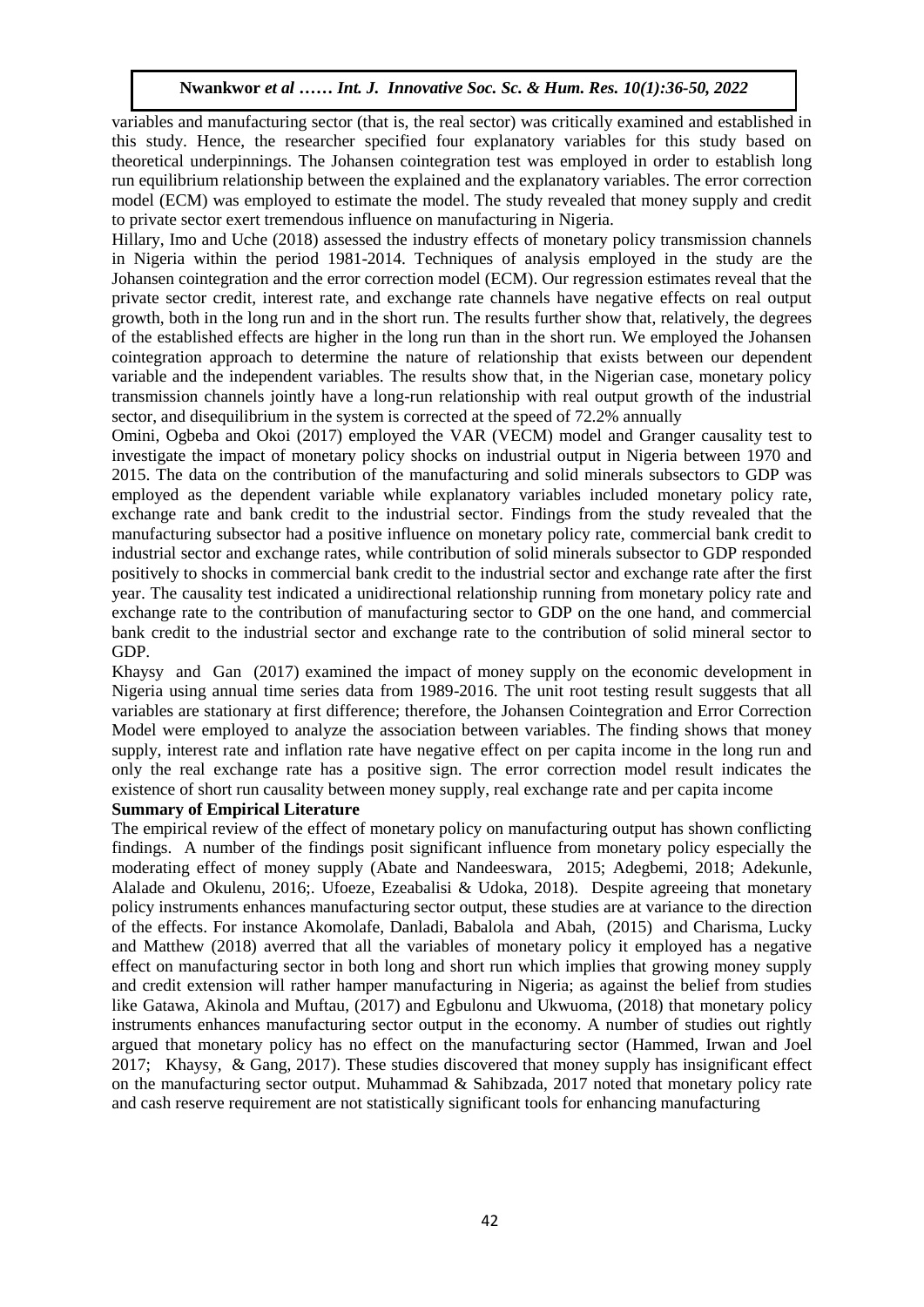variables and manufacturing sector (that is, the real sector) was critically examined and established in this study. Hence, the researcher specified four explanatory variables for this study based on theoretical underpinnings. The Johansen cointegration test was employed in order to establish long run equilibrium relationship between the explained and the explanatory variables. The error correction model (ECM) was employed to estimate the model. The study revealed that money supply and credit to private sector exert tremendous influence on manufacturing in Nigeria.

Hillary, Imo and Uche (2018) assessed the industry effects of monetary policy transmission channels in Nigeria within the period 1981-2014. Techniques of analysis employed in the study are the Johansen cointegration and the error correction model (ECM). Our regression estimates reveal that the private sector credit, interest rate, and exchange rate channels have negative effects on real output growth, both in the long run and in the short run. The results further show that, relatively, the degrees of the established effects are higher in the long run than in the short run. We employed the Johansen cointegration approach to determine the nature of relationship that exists between our dependent variable and the independent variables. The results show that, in the Nigerian case, monetary policy transmission channels jointly have a long-run relationship with real output growth of the industrial sector, and disequilibrium in the system is corrected at the speed of 72.2% annually

Omini, Ogbeba and Okoi (2017) employed the VAR (VECM) model and Granger causality test to investigate the impact of monetary policy shocks on industrial output in Nigeria between 1970 and 2015. The data on the contribution of the manufacturing and solid minerals subsectors to GDP was employed as the dependent variable while explanatory variables included monetary policy rate, exchange rate and bank credit to the industrial sector. Findings from the study revealed that the manufacturing subsector had a positive influence on monetary policy rate, commercial bank credit to industrial sector and exchange rates, while contribution of solid minerals subsector to GDP responded positively to shocks in commercial bank credit to the industrial sector and exchange rate after the first year. The causality test indicated a unidirectional relationship running from monetary policy rate and exchange rate to the contribution of manufacturing sector to GDP on the one hand, and commercial bank credit to the industrial sector and exchange rate to the contribution of solid mineral sector to GDP.

Khaysy and Gan (2017) examined the impact of money supply on the economic development in Nigeria using annual time series data from 1989-2016. The unit root testing result suggests that all variables are stationary at first difference; therefore, the Johansen Cointegration and Error Correction Model were employed to analyze the association between variables. The finding shows that money supply, interest rate and inflation rate have negative effect on per capita income in the long run and only the real exchange rate has a positive sign. The error correction model result indicates the existence of short run causality between money supply, real exchange rate and per capita income

**Summary of Empirical Literature**

The empirical review of the effect of monetary policy on manufacturing output has shown conflicting findings. A number of the findings posit significant influence from monetary policy especially the moderating effect of money supply (Abate and Nandeeswara, 2015; Adegbemi, 2018; Adekunle, Alalade and Okulenu, 2016;. Ufoeze, Ezeabalisi & Udoka, 2018). Despite agreeing that monetary policy instruments enhances manufacturing sector output, these studies are at variance to the direction of the effects. For instance Akomolafe, Danladi, Babalola and Abah, (2015) and Charisma, Lucky and Matthew (2018) averred that all the variables of monetary policy it employed has a negative effect on manufacturing sector in both long and short run which implies that growing money supply and credit extension will rather hamper manufacturing in Nigeria; as against the belief from studies like Gatawa, Akinola and Muftau, (2017) and Egbulonu and Ukwuoma, (2018) that monetary policy instruments enhances manufacturing sector output in the economy. A number of studies out rightly argued that monetary policy has no effect on the manufacturing sector (Hammed, Irwan and Joel 2017; Khaysy, & Gang, 2017). These studies discovered that money supply has insignificant effect on the manufacturing sector output. Muhammad & Sahibzada, 2017 noted that monetary policy rate and cash reserve requirement are not statistically significant tools for enhancing manufacturing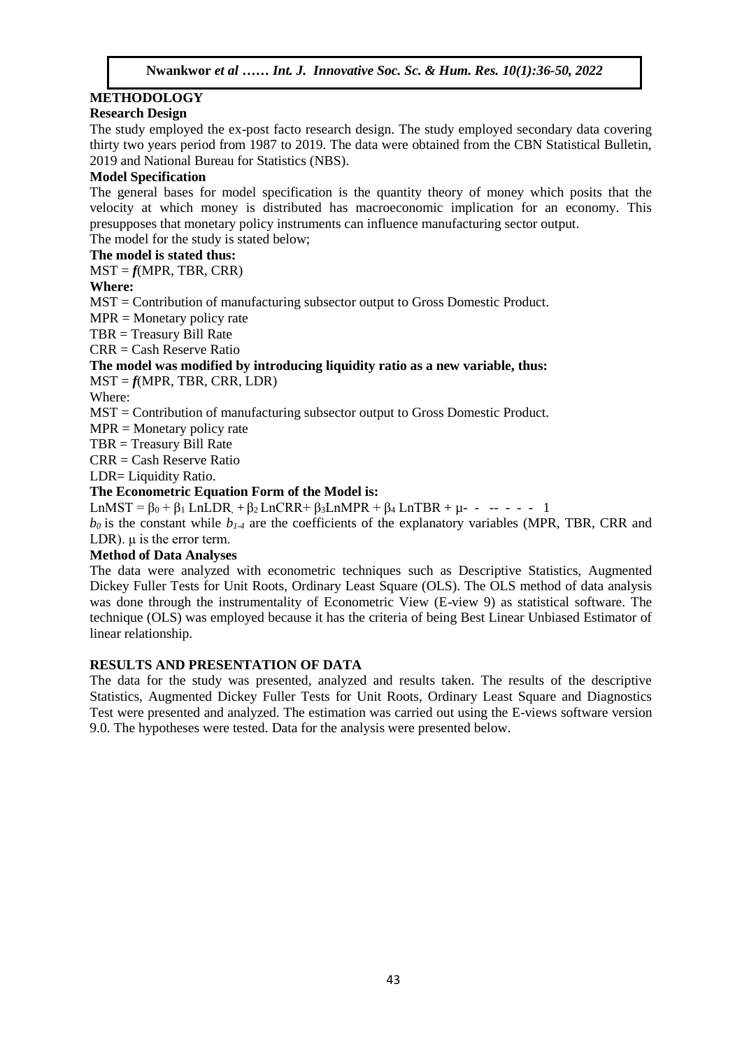## METHODOLOGY

### Research Design

The study employed the ex-post facto research design. The study employed secondary data covering thirty two years period from 1987 to 2019. The data were obtained from the CBN Statistical Bulletin, 2019 and National Bureau for Statistics (NBS).

### Model Specification

The general bases for model specification is the quantity theory of money which posits that the velocity at which money is distributed has macroeconomic implication for an economy. This presupposes that monetary policy instruments can influence manufacturing sector output.

The model for the study is stated below;

**The model is stated thus:**

MST = ***f***(MPR, TBR, CRR)

**Where:**

MST = Contribution of manufacturing subsector output to Gross Domestic Product.

MPR = Monetary policy rate

TBR = Treasury Bill Rate

CRR = Cash Reserve Ratio

**The model was modified by introducing liquidity ratio as a new variable, thus:**

MST = ***f***(MPR, TBR, CRR, LDR)

Where:

MST = Contribution of manufacturing subsector output to Gross Domestic Product.

MPR = Monetary policy rate

TBR = Treasury Bill Rate

CRR = Cash Reserve Ratio

LDR= Liquidity Ratio.

**The Econometric Equation Form of the Model is:**

$$LnMST = \beta_0 + \beta_1 LnLDR + \beta_2 LnCRR + \beta_3 LnMPR + \beta_4 LnTBR + \mu \qquad 1$$

$b_0$ is the constant while $b_{1\text{-}4}$ are the coefficients of the explanatory variables (MPR, TBR, CRR and LDR). μ is the error term.

### Method of Data Analyses

The data were analyzed with econometric techniques such as Descriptive Statistics, Augmented Dickey Fuller Tests for Unit Roots, Ordinary Least Square (OLS). The OLS method of data analysis was done through the instrumentality of Econometric View (E-view 9) as statistical software. The technique (OLS) was employed because it has the criteria of being Best Linear Unbiased Estimator of linear relationship.

## RESULTS AND PRESENTATION OF DATA

The data for the study was presented, analyzed and results taken. The results of the descriptive Statistics, Augmented Dickey Fuller Tests for Unit Roots, Ordinary Least Square and Diagnostics Test were presented and analyzed. The estimation was carried out using the E-views software version 9.0. The hypotheses were tested. Data for the analysis were presented below.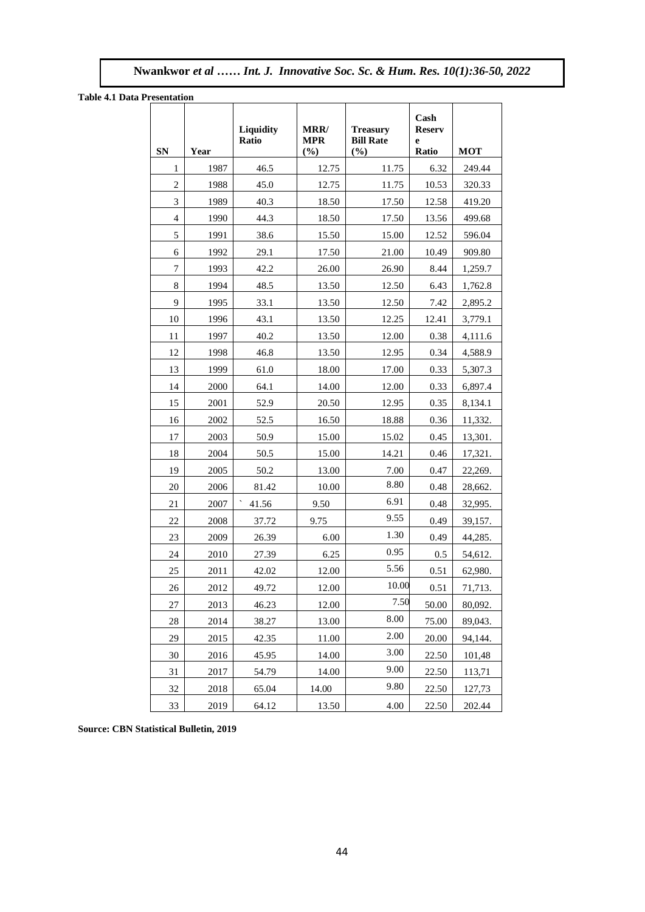**Table 4.1 Data Presentation**

| SN | Year | Liquidity Ratio | MRR/ MPR (%) | Treasury Bill Rate (%) | Cash Reserve Ratio | MOT |
|---|---|---|---|---|---|---|
| 1 | 1987 | 46.5 | 12.75 | 11.75 | 6.32 | 249.44 |
| 2 | 1988 | 45.0 | 12.75 | 11.75 | 10.53 | 320.33 |
| 3 | 1989 | 40.3 | 18.50 | 17.50 | 12.58 | 419.20 |
| 4 | 1990 | 44.3 | 18.50 | 17.50 | 13.56 | 499.68 |
| 5 | 1991 | 38.6 | 15.50 | 15.00 | 12.52 | 596.04 |
| 6 | 1992 | 29.1 | 17.50 | 21.00 | 10.49 | 909.80 |
| 7 | 1993 | 42.2 | 26.00 | 26.90 | 8.44 | 1,259.7 |
| 8 | 1994 | 48.5 | 13.50 | 12.50 | 6.43 | 1,762.8 |
| 9 | 1995 | 33.1 | 13.50 | 12.50 | 7.42 | 2,895.2 |
| 10 | 1996 | 43.1 | 13.50 | 12.25 | 12.41 | 3,779.1 |
| 11 | 1997 | 40.2 | 13.50 | 12.00 | 0.38 | 4,111.6 |
| 12 | 1998 | 46.8 | 13.50 | 12.95 | 0.34 | 4,588.9 |
| 13 | 1999 | 61.0 | 18.00 | 17.00 | 0.33 | 5,307.3 |
| 14 | 2000 | 64.1 | 14.00 | 12.00 | 0.33 | 6,897.4 |
| 15 | 2001 | 52.9 | 20.50 | 12.95 | 0.35 | 8,134.1 |
| 16 | 2002 | 52.5 | 16.50 | 18.88 | 0.36 | 11,332. |
| 17 | 2003 | 50.9 | 15.00 | 15.02 | 0.45 | 13,301. |
| 18 | 2004 | 50.5 | 15.00 | 14.21 | 0.46 | 17,321. |
| 19 | 2005 | 50.2 | 13.00 | 7.00 | 0.47 | 22,269. |
| 20 | 2006 | 81.42 | 10.00 | 8.80 | 0.48 | 28,662. |
| 21 | 2007 | ` 41.56 | 9.50 | 6.91 | 0.48 | 32,995. |
| 22 | 2008 | 37.72 | 9.75 | 9.55 | 0.49 | 39,157. |
| 23 | 2009 | 26.39 | 6.00 | 1.30 | 0.49 | 44,285. |
| 24 | 2010 | 27.39 | 6.25 | 0.95 | 0.5 | 54,612. |
| 25 | 2011 | 42.02 | 12.00 | 5.56 | 0.51 | 62,980. |
| 26 | 2012 | 49.72 | 12.00 | 10.00 | 0.51 | 71,713. |
| 27 | 2013 | 46.23 | 12.00 | 7.50 | 50.00 | 80,092. |
| 28 | 2014 | 38.27 | 13.00 | 8.00 | 75.00 | 89,043. |
| 29 | 2015 | 42.35 | 11.00 | 2.00 | 20.00 | 94,144. |
| 30 | 2016 | 45.95 | 14.00 | 3.00 | 22.50 | 101,48 |
| 31 | 2017 | 54.79 | 14.00 | 9.00 | 22.50 | 113,71 |
| 32 | 2018 | 65.04 | 14.00 | 9.80 | 22.50 | 127,73 |
| 33 | 2019 | 64.12 | 13.50 | 4.00 | 22.50 | 202.44 |

**Source: CBN Statistical Bulletin, 2019**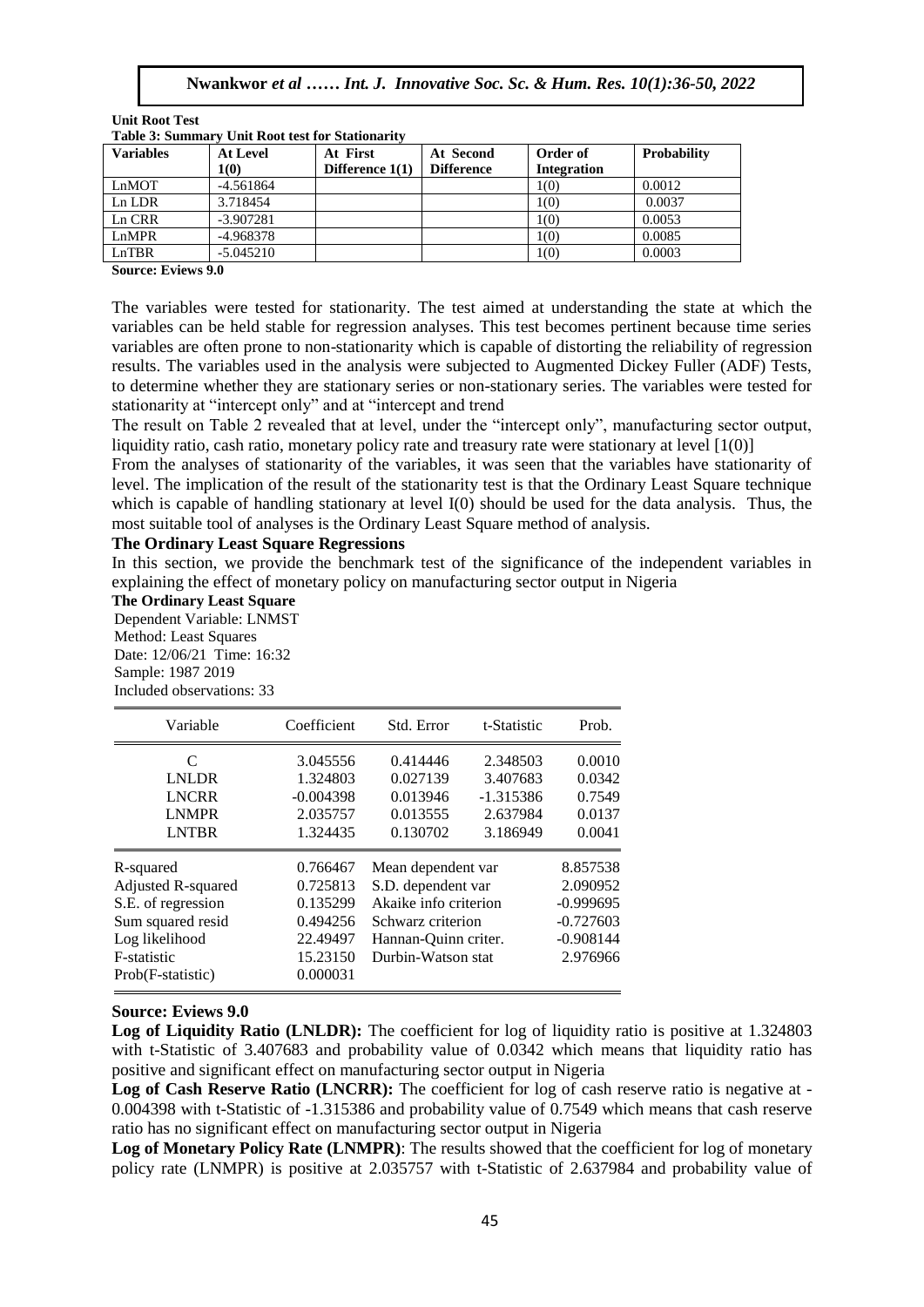**Unit Root Test**

**Table 3: Summary Unit Root test for Stationarity**

| Variables | At Level 1(0) | At First Difference 1(1) | At Second Difference | Order of Integration | Probability |
|---|---|---|---|---|---|
| LnMOT | -4.561864 | | | 1(0) | 0.0012 |
| Ln LDR | 3.718454 | | | 1(0) | 0.0037 |
| Ln CRR | -3.907281 | | | 1(0) | 0.0053 |
| LnMPR | -4.968378 | | | 1(0) | 0.0085 |
| LnTBR | -5.045210 | | | 1(0) | 0.0003 |

**Source: Eviews 9.0**

The variables were tested for stationarity. The test aimed at understanding the state at which the variables can be held stable for regression analyses. This test becomes pertinent because time series variables are often prone to non-stationarity which is capable of distorting the reliability of regression results. The variables used in the analysis were subjected to Augmented Dickey Fuller (ADF) Tests, to determine whether they are stationary series or non-stationary series. The variables were tested for stationarity at "intercept only" and at "intercept and trend

The result on Table 2 revealed that at level, under the "intercept only", manufacturing sector output, liquidity ratio, cash ratio, monetary policy rate and treasury rate were stationary at level [1(0)]

From the analyses of stationarity of the variables, it was seen that the variables have stationarity of level. The implication of the result of the stationarity test is that the Ordinary Least Square technique which is capable of handling stationary at level I(0) should be used for the data analysis. Thus, the most suitable tool of analyses is the Ordinary Least Square method of analysis.

**The Ordinary Least Square Regressions**

In this section, we provide the benchmark test of the significance of the independent variables in explaining the effect of monetary policy on manufacturing sector output in Nigeria

**The Ordinary Least Square**

Dependent Variable: LNMST
Method: Least Squares
Date: 12/06/21 Time: 16:32
Sample: 1987 2019
Included observations: 33

| Variable | Coefficient | Std. Error | t-Statistic | Prob. |
|---|---|---|---|---|
| C | 3.045556 | 0.414446 | 2.348503 | 0.0010 |
| LNLDR | 1.324803 | 0.027139 | 3.407683 | 0.0342 |
| LNCRR | -0.004398 | 0.013946 | -1.315386 | 0.7549 |
| LNMPR | 2.035757 | 0.013555 | 2.637984 | 0.0137 |
| LNTBR | 1.324435 | 0.130702 | 3.186949 | 0.0041 |

| | | | |
|---|---|---|---|
| R-squared | 0.766467 | Mean dependent var | 8.857538 |
| Adjusted R-squared | 0.725813 | S.D. dependent var | 2.090952 |
| S.E. of regression | 0.135299 | Akaike info criterion | -0.999695 |
| Sum squared resid | 0.494256 | Schwarz criterion | -0.727603 |
| Log likelihood | 22.49497 | Hannan-Quinn criter. | -0.908144 |
| F-statistic | 15.23150 | Durbin-Watson stat | 2.976966 |
| Prob(F-statistic) | 0.000031 | | |

**Source: Eviews 9.0**

**Log of Liquidity Ratio (LNLDR):** The coefficient for log of liquidity ratio is positive at 1.324803 with t-Statistic of 3.407683 and probability value of 0.0342 which means that liquidity ratio has positive and significant effect on manufacturing sector output in Nigeria

**Log of Cash Reserve Ratio (LNCRR):** The coefficient for log of cash reserve ratio is negative at -0.004398 with t-Statistic of -1.315386 and probability value of 0.7549 which means that cash reserve ratio has no significant effect on manufacturing sector output in Nigeria

**Log of Monetary Policy Rate (LNMPR)**: The results showed that the coefficient for log of monetary policy rate (LNMPR) is positive at 2.035757 with t-Statistic of 2.637984 and probability value of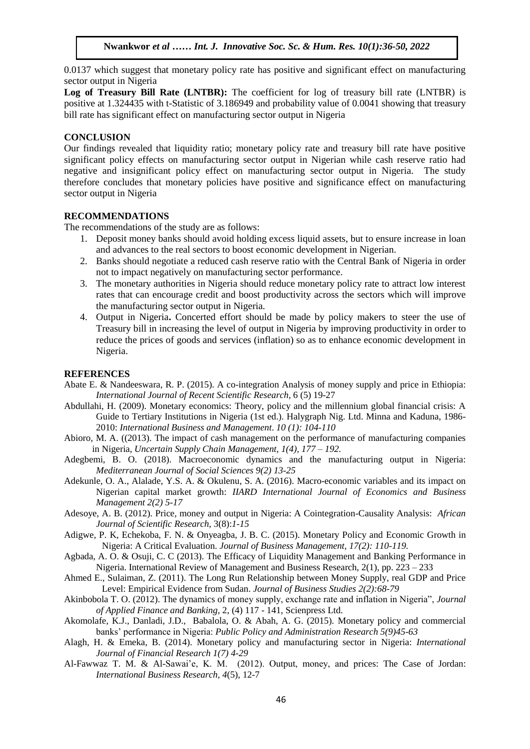0.0137 which suggest that monetary policy rate has positive and significant effect on manufacturing sector output in Nigeria

**Log of Treasury Bill Rate (LNTBR):** The coefficient for log of treasury bill rate (LNTBR) is positive at 1.324435 with t-Statistic of 3.186949 and probability value of 0.0041 showing that treasury bill rate has significant effect on manufacturing sector output in Nigeria

## CONCLUSION

Our findings revealed that liquidity ratio; monetary policy rate and treasury bill rate have positive significant policy effects on manufacturing sector output in Nigerian while cash reserve ratio had negative and insignificant policy effect on manufacturing sector output in Nigeria. The study therefore concludes that monetary policies have positive and significance effect on manufacturing sector output in Nigeria

## RECOMMENDATIONS

The recommendations of the study are as follows:

1. Deposit money banks should avoid holding excess liquid assets, but to ensure increase in loan and advances to the real sectors to boost economic development in Nigerian.
2. Banks should negotiate a reduced cash reserve ratio with the Central Bank of Nigeria in order not to impact negatively on manufacturing sector performance.
3. The monetary authorities in Nigeria should reduce monetary policy rate to attract low interest rates that can encourage credit and boost productivity across the sectors which will improve the manufacturing sector output in Nigeria.
4. Output in Nigeria**.** Concerted effort should be made by policy makers to steer the use of Treasury bill in increasing the level of output in Nigeria by improving productivity in order to reduce the prices of goods and services (inflation) so as to enhance economic development in Nigeria.

## REFERENCES

Abate E. & Nandeeswara, R. P. (2015). A co-integration Analysis of money supply and price in Ethiopia: *International Journal of Recent Scientific Research*, 6 (5) 19-27

Abdullahi, H. (2009). Monetary economics: Theory, policy and the millennium global financial crisis: A Guide to Tertiary Institutions in Nigeria (1st ed.). Halygraph Nig. Ltd. Minna and Kaduna, 1986-2010: *International Business and Management*. *10 (1): 104-110*

Abioro, M. A. ((2013). The impact of cash management on the performance of manufacturing companies in Nigeria, *Uncertain Supply Chain Management, 1(4), 177 – 192.*

Adegbemi, B. O. (2018). Macroeconomic dynamics and the manufacturing output in Nigeria: *Mediterranean Journal of Social Sciences 9(2) 13-25*

Adekunle, O. A., Alalade, Y.S. A. & Okulenu, S. A. (2016). Macro-economic variables and its impact on Nigerian capital market growth: *IIARD International Journal of Economics and Business Management 2(2) 5-17*

Adesoye, A. B. (2012). Price, money and output in Nigeria: A Cointegration-Causality Analysis: *African Journal of Scientific Research,* 3(8)*:1-15*

Adigwe, P. K, Echekoba, F. N. & Onyeagba, J. B. C. (2015). Monetary Policy and Economic Growth in Nigeria: A Critical Evaluation. *Journal of Business Management, 17(2): 110-119.*

Agbada, A. O. & Osuji, C. C (2013). The Efficacy of Liquidity Management and Banking Performance in Nigeria. International Review of Management and Business Research, 2(1), pp. 223 – 233

Ahmed E., Sulaiman, Z. (2011). The Long Run Relationship between Money Supply, real GDP and Price Level: Empirical Evidence from Sudan. *Journal of Business Studies 2(2):68-79*

Akinbobola T. O. (2012). The dynamics of money supply, exchange rate and inflation in Nigeria", *Journal of Applied Finance and Banking*, 2, (4) 117 - 141, Scienpress Ltd.

Akomolafe, K.J., Danladi, J.D., Babalola, O. & Abah, A. G. (2015). Monetary policy and commercial banks' performance in Nigeria: *Public Policy and Administration Research 5(9)45-63*

Alagh, H. & Emeka, B. (2014). Monetary policy and manufacturing sector in Nigeria: *International Journal of Financial Research 1(7) 4-29*

Al-Fawwaz T. M. & Al-Sawai'e, K. M. (2012). Output, money, and prices: The Case of Jordan: *International Business Research*, *4*(5), 12-7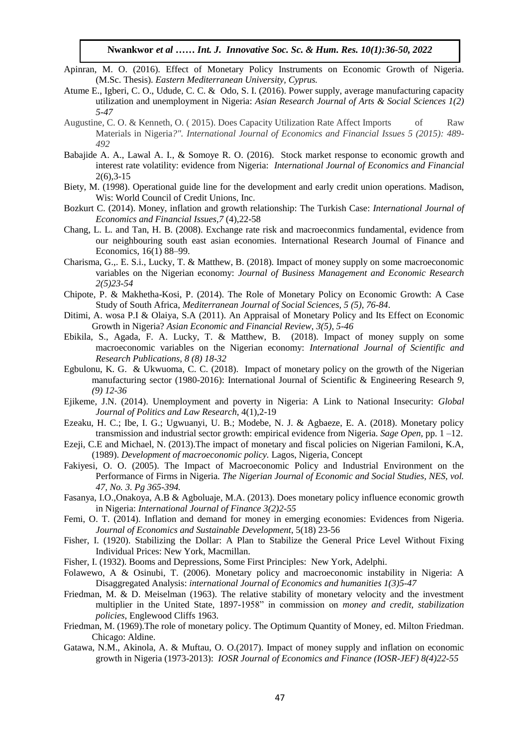Apinran, M. O. (2016). Effect of Monetary Policy Instruments on Economic Growth of Nigeria. (M.Sc. Thesis). *Eastern Mediterranean University, Cyprus.*

Atume E., Igberi, C. O., Udude, C. C. & Odo, S. I. (2016). Power supply, average manufacturing capacity utilization and unemployment in Nigeria: *Asian Research Journal of Arts & Social Sciences 1(2) 5-47*

Augustine, C. O. & Kenneth, O. ( 2015). Does Capacity Utilization Rate Affect Imports of Raw Materials in Nigeria*?". International Journal of Economics and Financial Issues 5 (2015): 489-492*

Babajide A. A., Lawal A. I., & Somoye R. O. (2016). Stock market response to economic growth and interest rate volatility: evidence from Nigeria: *International Journal of Economics and Financial* 2(6),3-15

Biety, M. (1998). Operational guide line for the development and early credit union operations. Madison, Wis: World Council of Credit Unions, Inc.

Bozkurt C. (2014). Money, inflation and growth relationship: The Turkish Case: *International Journal of Economics and Financial Issues,7* (4),22-58

Chang, L. L. and Tan, H. B. (2008). Exchange rate risk and macroeconmics fundamental, evidence from our neighbouring south east asian economies. International Research Journal of Finance and Economics, 16(1) 88–99.

Charisma, G.,. E. S.i., Lucky, T. & Matthew, B. (2018). Impact of money supply on some macroeconomic variables on the Nigerian economy: *Journal of Business Management and Economic Research 2(5)23-54*

Chipote, P. & Makhetha-Kosi, P. (2014). The Role of Monetary Policy on Economic Growth: A Case Study of South Africa, *Mediterranean Journal of Social Sciences, 5 (5), 76-84*.

Ditimi, A. wosa P.I & Olaiya, S.A (2011). An Appraisal of Monetary Policy and Its Effect on Economic Growth in Nigeria? *Asian Economic and Financial Review, 3(5), 5-46*

Ebikila, S., Agada, F. A. Lucky, T. & Matthew, B. (2018). Impact of money supply on some macroeconomic variables on the Nigerian economy: *International Journal of Scientific and Research Publications, 8 (8) 18-32*

Egbulonu, K. G. & Ukwuoma, C. C. (2018). Impact of monetary policy on the growth of the Nigerian manufacturing sector (1980-2016): International Journal of Scientific & Engineering Research *9, (9) 12-36*

Ejikeme, J.N. (2014). Unemployment and poverty in Nigeria: A Link to National Insecurity: *Global Journal of Politics and Law Research*, 4(1),2-19

Ezeaku, H. C.; Ibe, I. G.; Ugwuanyi, U. B.; Modebe, N. J. & Agbaeze, E. A. (2018). Monetary policy transmission and industrial sector growth: empirical evidence from Nigeria. *Sage Open,* pp. 1 –12.

Ezeji, C.E and Michael, N. (2013).The impact of monetary and fiscal policies on Nigerian Familoni, K.A, (1989). *Development of macroeconomic policy.* Lagos, Nigeria, Concept

Fakiyesi, O. O. (2005). The Impact of Macroeconomic Policy and Industrial Environment on the Performance of Firms in Nigeria. *The Nigerian Journal of Economic and Social Studies, NES, vol. 47, No. 3. Pg 365-394.*

Fasanya, I.O.,Onakoya, A.B & Agboluaje, M.A. (2013). Does monetary policy influence economic growth in Nigeria: *International Journal of Finance 3(2)2-55*

Femi, O. T. (2014). Inflation and demand for money in emerging economies: Evidences from Nigeria. *Journal of Economics and Sustainable Development*, 5(18) 23-56

Fisher, I. (1920). Stabilizing the Dollar: A Plan to Stabilize the General Price Level Without Fixing Individual Prices: New York, Macmillan.

Fisher, I. (1932). Booms and Depressions, Some First Principles: New York, Adelphi.

Folawewo, A & Osinubi, T. (2006). Monetary policy and macroeconomic instability in Nigeria: A Disaggregated Analysis: *international Journal of Economics and humanities 1(3)5-47*

Friedman, M. & D. Meiselman (1963). The relative stability of monetary velocity and the investment multiplier in the United State, 1897-1958" in commission on *money and credit, stabilization policies,* Englewood Cliffs 1963.

Friedman, M. (1969).The role of monetary policy. The Optimum Quantity of Money, ed. Milton Friedman. Chicago: Aldine.

Gatawa, N.M., Akinola, A. & Muftau, O. O.(2017). Impact of money supply and inflation on economic growth in Nigeria (1973-2013): *IOSR Journal of Economics and Finance (IOSR-JEF) 8(4)22-55*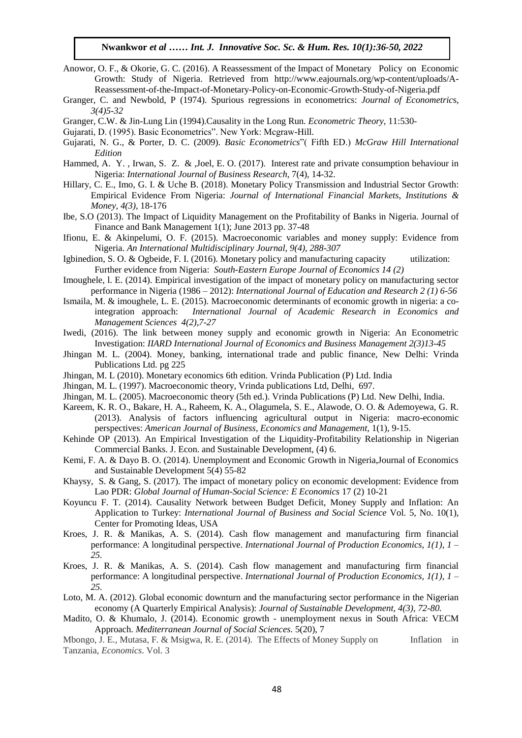Anowor, O. F., & Okorie, G. C. (2016). A Reassessment of the Impact of Monetary Policy on Economic Growth: Study of Nigeria. Retrieved from http://www.eajournals.org/wp-content/uploads/A-Reassessment-of-the-Impact-of-Monetary-Policy-on-Economic-Growth-Study-of-Nigeria.pdf

Granger, C. and Newbold, P (1974). Spurious regressions in econometrics: *Journal of Econometrics, 3(4)5-32*

Granger, C.W. & Jin-Lung Lin (1994).Causality in the Long Run. *Econometric Theory*, 11:530-

Gujarati, D. (1995). Basic Econometrics". New York: Mcgraw-Hill.

Gujarati, N. G., & Porter, D. C. (2009). *Basic Econometrics*"( Fifth ED.) *McGraw Hill International Edition*

Hammed, A. Y. , Irwan, S. Z. & ,Joel, E. O. (2017). Interest rate and private consumption behaviour in Nigeria: *International Journal of Business Research*, 7(4), 14-32.

Hillary, C. E., Imo, G. I. & Uche B. (2018). Monetary Policy Transmission and Industrial Sector Growth: Empirical Evidence From Nigeria: *Journal of International Financial Markets, Institutions & Money, 4(3)*, 18-176

Ibe, S.O (2013). The Impact of Liquidity Management on the Profitability of Banks in Nigeria. Journal of Finance and Bank Management 1(1); June 2013 pp. 37-48

Ifionu, E. & Akinpelumi, O. F. (2015). Macroeconomic variables and money supply: Evidence from Nigeria. *An International Multidisciplinary Journal, 9(4), 288-307*

Igbinedion, S. O. & Ogbeide, F. I. (2016). Monetary policy and manufacturing capacity utilization: Further evidence from Nigeria: *South-Eastern Europe Journal of Economics 14 (2)*

Imoughele, l. E. (2014). Empirical investigation of the impact of monetary policy on manufacturing sector performance in Nigeria (1986 – 2012): *International Journal of Education and Research 2 (1) 6-56*

Ismaila, M. & imoughele, L. E. (2015). Macroeconomic determinants of economic growth in nigeria: a co-integration approach: *International Journal of Academic Research in Economics and Management Sciences 4(2),7-27*

Iwedi, (2016). The link between money supply and economic growth in Nigeria: An Econometric Investigation: *IIARD International Journal of Economics and Business Management 2(3)13-45*

Jhingan M. L. (2004). Money, banking, international trade and public finance, New Delhi: Vrinda Publications Ltd. pg 225

Jhingan, M. L (2010). Monetary economics 6th edition. Vrinda Publication (P) Ltd. India

Jhingan, M. L. (1997). Macroeconomic theory, Vrinda publications Ltd, Delhi, 697.

Jhingan, M. L. (2005). Macroeconomic theory (5th ed.). Vrinda Publications (P) Ltd. New Delhi, India.

Kareem, K. R. O., Bakare, H. A., Raheem, K. A., Olagumela, S. E., Alawode, O. O. & Ademoyewa, G. R. (2013). Analysis of factors influencing agricultural output in Nigeria: macro-economic perspectives: *American Journal of Business, Economics and Management*, 1(1), 9-15.

Kehinde OP (2013). An Empirical Investigation of the Liquidity-Profitability Relationship in Nigerian Commercial Banks. J. Econ. and Sustainable Development, (4) 6.

Kemi, F. A. & Dayo B. O. (2014). Unemployment and Economic Growth in Nigeria,Journal of Economics and Sustainable Development 5(4) 55-82

Khaysy, S. & Gang, S. (2017). The impact of monetary policy on economic development: Evidence from Lao PDR: *Global Journal of Human-Social Science: E Economics* 17 (2) 10-21

Koyuncu F. T. (2014). Causality Network between Budget Deficit, Money Supply and Inflation: An Application to Turkey: *International Journal of Business and Social Science* Vol. 5, No. 10(1), Center for Promoting Ideas, USA

Kroes, J. R. & Manikas, A. S. (2014). Cash flow management and manufacturing firm financial performance: A longitudinal perspective. *International Journal of Production Economics, 1(1), 1 – 25.*

Kroes, J. R. & Manikas, A. S. (2014). Cash flow management and manufacturing firm financial performance: A longitudinal perspective. *International Journal of Production Economics, 1(1), 1 – 25.*

Loto, M. A. (2012). Global economic downturn and the manufacturing sector performance in the Nigerian economy (A Quarterly Empirical Analysis): *Journal of Sustainable Development, 4(3), 72-80.*

Madito, O. & Khumalo, J. (2014). Economic growth - unemployment nexus in South Africa: VECM Approach. *Mediterranean Journal of Social Sciences*. 5(20), 7

Mbongo, J. E., Mutasa, F. & Msigwa, R. E. (2014). The Effects of Money Supply on Inflation in Tanzania, *Economics*. Vol. 3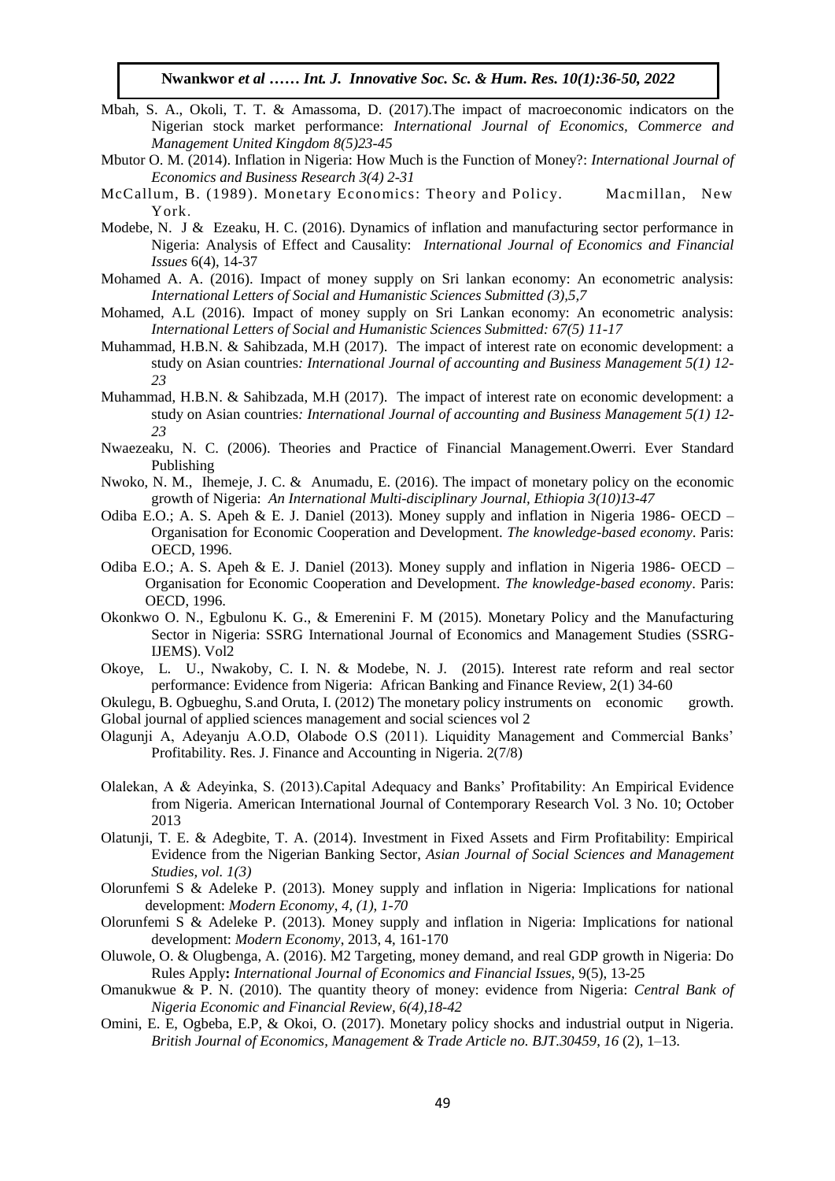Mbah, S. A., Okoli, T. T. & Amassoma, D. (2017).The impact of macroeconomic indicators on the Nigerian stock market performance: *International Journal of Economics, Commerce and Management United Kingdom 8(5)23-45*

Mbutor O. M. (2014). Inflation in Nigeria: How Much is the Function of Money?: *International Journal of Economics and Business Research 3(4) 2-31*

McCallum, B. (1989). Monetary Economics: Theory and Policy. Macmillan, New York.

Modebe, N. J & Ezeaku, H. C. (2016). Dynamics of inflation and manufacturing sector performance in Nigeria: Analysis of Effect and Causality: *International Journal of Economics and Financial Issues* 6(4), 14-37

Mohamed A. A. (2016). Impact of money supply on Sri lankan economy: An econometric analysis: *International Letters of Social and Humanistic Sciences Submitted (3),5,7*

Mohamed, A.L (2016). Impact of money supply on Sri Lankan economy: An econometric analysis: *International Letters of Social and Humanistic Sciences Submitted: 67(5) 11-17*

Muhammad, H.B.N. & Sahibzada, M.H (2017). The impact of interest rate on economic development: a study on Asian countries*: International Journal of accounting and Business Management 5(1) 12-23*

Muhammad, H.B.N. & Sahibzada, M.H (2017). The impact of interest rate on economic development: a study on Asian countries*: International Journal of accounting and Business Management 5(1) 12-23*

Nwaezeaku, N. C. (2006). Theories and Practice of Financial Management.Owerri. Ever Standard Publishing

Nwoko, N. M., Ihemeje, J. C. & Anumadu, E. (2016). The impact of monetary policy on the economic growth of Nigeria: *An International Multi-disciplinary Journal, Ethiopia 3(10)13-47*

Odiba E.O.; A. S. Apeh & E. J. Daniel (2013). Money supply and inflation in Nigeria 1986- OECD – Organisation for Economic Cooperation and Development. *The knowledge-based economy*. Paris: OECD, 1996.

Odiba E.O.; A. S. Apeh & E. J. Daniel (2013). Money supply and inflation in Nigeria 1986- OECD – Organisation for Economic Cooperation and Development. *The knowledge-based economy*. Paris: OECD, 1996.

Okonkwo O. N., Egbulonu K. G., & Emerenini F. M (2015). Monetary Policy and the Manufacturing Sector in Nigeria: SSRG International Journal of Economics and Management Studies (SSRG-IJEMS). Vol2

Okoye, L. U., Nwakoby, C. I. N. & Modebe, N. J. (2015). Interest rate reform and real sector performance: Evidence from Nigeria: African Banking and Finance Review, 2(1) 34-60

Okulegu, B. Ogbueghu, S.and Oruta, I. (2012) The monetary policy instruments on economic growth. Global journal of applied sciences management and social sciences vol 2

Olagunji A, Adeyanju A.O.D, Olabode O.S (2011). Liquidity Management and Commercial Banks' Profitability. Res. J. Finance and Accounting in Nigeria. 2(7/8)

Olalekan, A & Adeyinka, S. (2013).Capital Adequacy and Banks' Profitability: An Empirical Evidence from Nigeria. American International Journal of Contemporary Research Vol. 3 No. 10; October 2013

Olatunji, T. E. & Adegbite, T. A. (2014). Investment in Fixed Assets and Firm Profitability: Empirical Evidence from the Nigerian Banking Sector, *Asian Journal of Social Sciences and Management Studies, vol. 1(3)*

Olorunfemi S & Adeleke P. (2013). Money supply and inflation in Nigeria: Implications for national development: *Modern Economy*, *4, (1), 1-70*

Olorunfemi S & Adeleke P. (2013). Money supply and inflation in Nigeria: Implications for national development: *Modern Economy*, 2013, 4, 161-170

Oluwole, O. & Olugbenga, A. (2016). M2 Targeting, money demand, and real GDP growth in Nigeria: Do Rules Apply**:** *International Journal of Economics and Financial Issues*, 9(5), 13-25

Omanukwue & P. N. (2010). The quantity theory of money: evidence from Nigeria: *Central Bank of Nigeria Economic and Financial Review, 6(4),18-42*

Omini, E. E, Ogbeba, E.P, & Okoi, O. (2017). Monetary policy shocks and industrial output in Nigeria. *British Journal of Economics, Management & Trade Article no. BJT.30459, 16* (2), 1–13.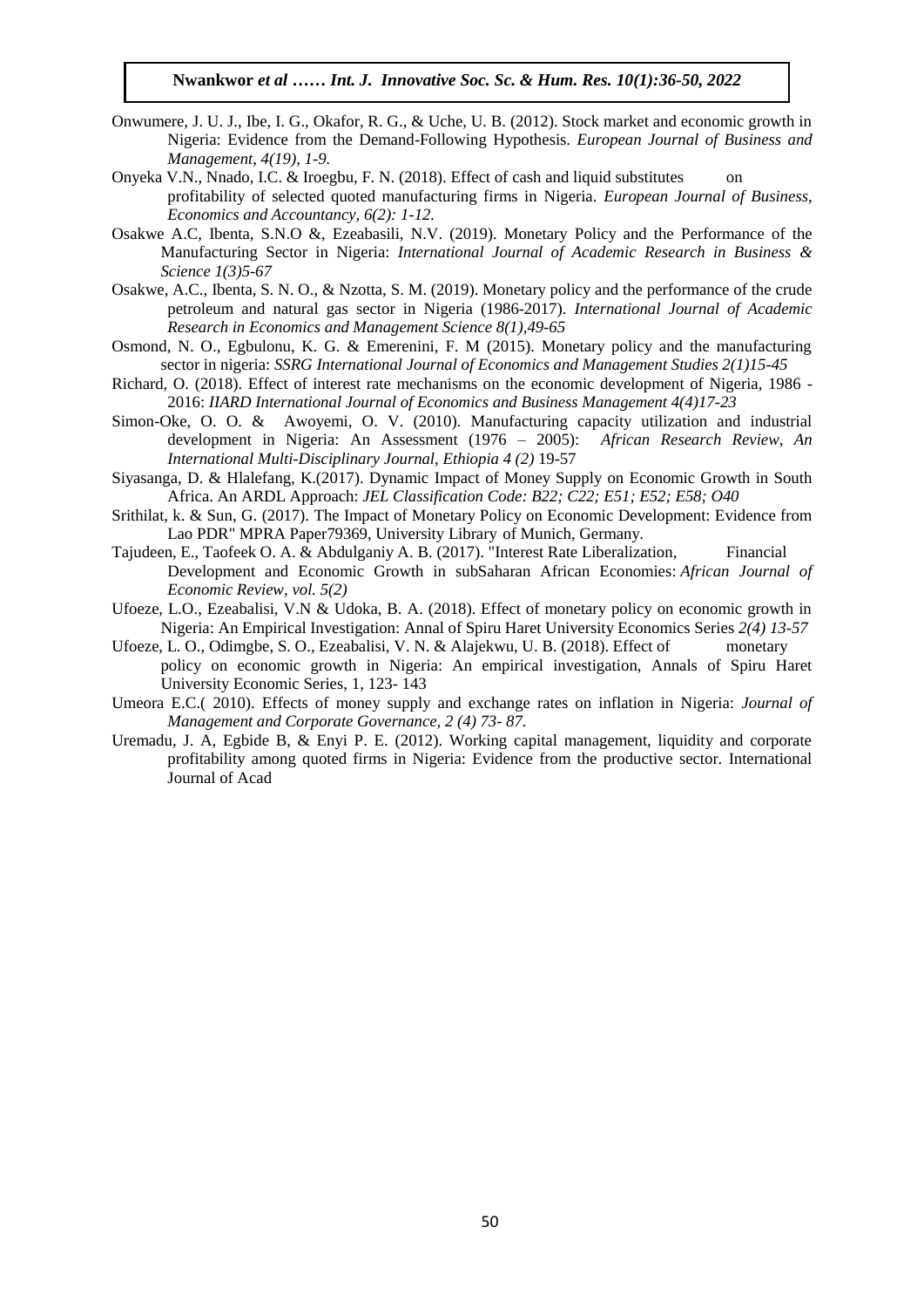Onwumere, J. U. J., Ibe, I. G., Okafor, R. G., & Uche, U. B. (2012). Stock market and economic growth in Nigeria: Evidence from the Demand-Following Hypothesis. *European Journal of Business and Management, 4(19), 1-9.*

Onyeka V.N., Nnado, I.C. & Iroegbu, F. N. (2018). Effect of cash and liquid substitutes on profitability of selected quoted manufacturing firms in Nigeria. *European Journal of Business, Economics and Accountancy, 6(2): 1-12.*

Osakwe A.C, Ibenta, S.N.O &, Ezeabasili, N.V. (2019). Monetary Policy and the Performance of the Manufacturing Sector in Nigeria: *International Journal of Academic Research in Business & Science 1(3)5-67*

Osakwe, A.C., Ibenta, S. N. O., & Nzotta, S. M. (2019). Monetary policy and the performance of the crude petroleum and natural gas sector in Nigeria (1986-2017). *International Journal of Academic Research in Economics and Management Science 8(1),49-65*

Osmond, N. O., Egbulonu, K. G. & Emerenini, F. M (2015). Monetary policy and the manufacturing sector in nigeria: *SSRG International Journal of Economics and Management Studies 2(1)15-45*

Richard, O. (2018). Effect of interest rate mechanisms on the economic development of Nigeria, 1986 - 2016: *IIARD International Journal of Economics and Business Management 4(4)17-23*

Simon-Oke, O. O. & Awoyemi, O. V. (2010). Manufacturing capacity utilization and industrial development in Nigeria: An Assessment (1976 – 2005): *African Research Review, An International Multi-Disciplinary Journal, Ethiopia 4 (2)* 19-57

Siyasanga, D. & Hlalefang, K.(2017). Dynamic Impact of Money Supply on Economic Growth in South Africa. An ARDL Approach: *JEL Classification Code: B22; C22; E51; E52; E58; O40*

Srithilat, k. & Sun, G. (2017). The Impact of Monetary Policy on Economic Development: Evidence from Lao PDR" MPRA Paper79369, University Library of Munich, Germany.

Tajudeen, E., Taofeek O. A. & Abdulganiy A. B. (2017). "Interest Rate Liberalization, Financial Development and Economic Growth in subSaharan African Economies: *African Journal of Economic Review, vol. 5(2)*

Ufoeze, L.O., Ezeabalisi, V.N & Udoka, B. A. (2018). Effect of monetary policy on economic growth in Nigeria: An Empirical Investigation: Annal of Spiru Haret University Economics Series *2(4) 13-57*

Ufoeze, L. O., Odimgbe, S. O., Ezeabalisi, V. N. & Alajekwu, U. B. (2018). Effect of monetary policy on economic growth in Nigeria: An empirical investigation, Annals of Spiru Haret University Economic Series, 1, 123- 143

Umeora E.C.( 2010). Effects of money supply and exchange rates on inflation in Nigeria: *Journal of Management and Corporate Governance, 2 (4) 73- 87.*

Uremadu, J. A, Egbide B, & Enyi P. E. (2012). Working capital management, liquidity and corporate profitability among quoted firms in Nigeria: Evidence from the productive sector. International Journal of Acad